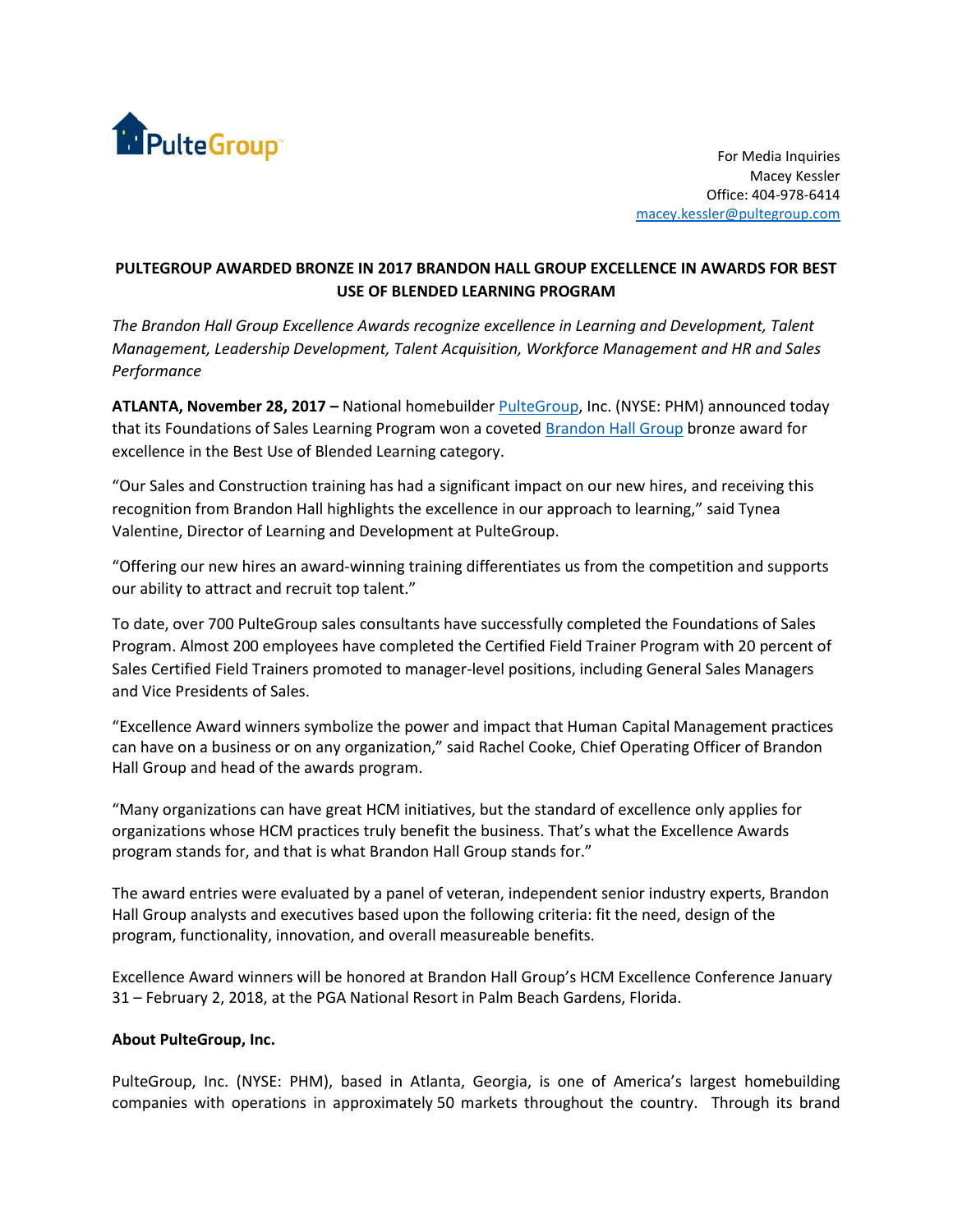PulteGroup

For Media Inquiries
Macey Kessler
Office: 404-978-6414
macey.kessler@pultegroup.com

## PULTEGROUP AWARDED BRONZE IN 2017 BRANDON HALL GROUP EXCELLENCE IN AWARDS FOR BEST USE OF BLENDED LEARNING PROGRAM

*The Brandon Hall Group Excellence Awards recognize excellence in Learning and Development, Talent Management, Leadership Development, Talent Acquisition, Workforce Management and HR and Sales Performance*

**ATLANTA, November 28, 2017 –** National homebuilder PulteGroup, Inc. (NYSE: PHM) announced today that its Foundations of Sales Learning Program won a coveted Brandon Hall Group bronze award for excellence in the Best Use of Blended Learning category.

"Our Sales and Construction training has had a significant impact on our new hires, and receiving this recognition from Brandon Hall highlights the excellence in our approach to learning," said Tynea Valentine, Director of Learning and Development at PulteGroup.

"Offering our new hires an award-winning training differentiates us from the competition and supports our ability to attract and recruit top talent."

To date, over 700 PulteGroup sales consultants have successfully completed the Foundations of Sales Program. Almost 200 employees have completed the Certified Field Trainer Program with 20 percent of Sales Certified Field Trainers promoted to manager-level positions, including General Sales Managers and Vice Presidents of Sales.

"Excellence Award winners symbolize the power and impact that Human Capital Management practices can have on a business or on any organization," said Rachel Cooke, Chief Operating Officer of Brandon Hall Group and head of the awards program.

"Many organizations can have great HCM initiatives, but the standard of excellence only applies for organizations whose HCM practices truly benefit the business. That's what the Excellence Awards program stands for, and that is what Brandon Hall Group stands for."

The award entries were evaluated by a panel of veteran, independent senior industry experts, Brandon Hall Group analysts and executives based upon the following criteria: fit the need, design of the program, functionality, innovation, and overall measureable benefits.

Excellence Award winners will be honored at Brandon Hall Group's HCM Excellence Conference January 31 – February 2, 2018, at the PGA National Resort in Palm Beach Gardens, Florida.

**About PulteGroup, Inc.**

PulteGroup, Inc. (NYSE: PHM), based in Atlanta, Georgia, is one of America's largest homebuilding companies with operations in approximately 50 markets throughout the country. Through its brand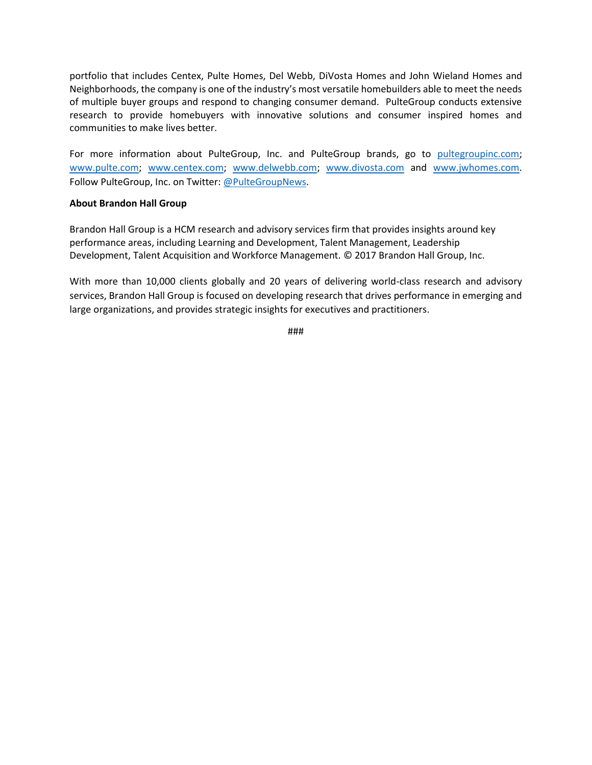portfolio that includes Centex, Pulte Homes, Del Webb, DiVosta Homes and John Wieland Homes and Neighborhoods, the company is one of the industry's most versatile homebuilders able to meet the needs of multiple buyer groups and respond to changing consumer demand. PulteGroup conducts extensive research to provide homebuyers with innovative solutions and consumer inspired homes and communities to make lives better.

For more information about PulteGroup, Inc. and PulteGroup brands, go to pultegroupinc.com; www.pulte.com; www.centex.com; www.delwebb.com; www.divosta.com and www.jwhomes.com. Follow PulteGroup, Inc. on Twitter: @PulteGroupNews.

**About Brandon Hall Group**

Brandon Hall Group is a HCM research and advisory services firm that provides insights around key performance areas, including Learning and Development, Talent Management, Leadership Development, Talent Acquisition and Workforce Management. © 2017 Brandon Hall Group, Inc.

With more than 10,000 clients globally and 20 years of delivering world-class research and advisory services, Brandon Hall Group is focused on developing research that drives performance in emerging and large organizations, and provides strategic insights for executives and practitioners.

###